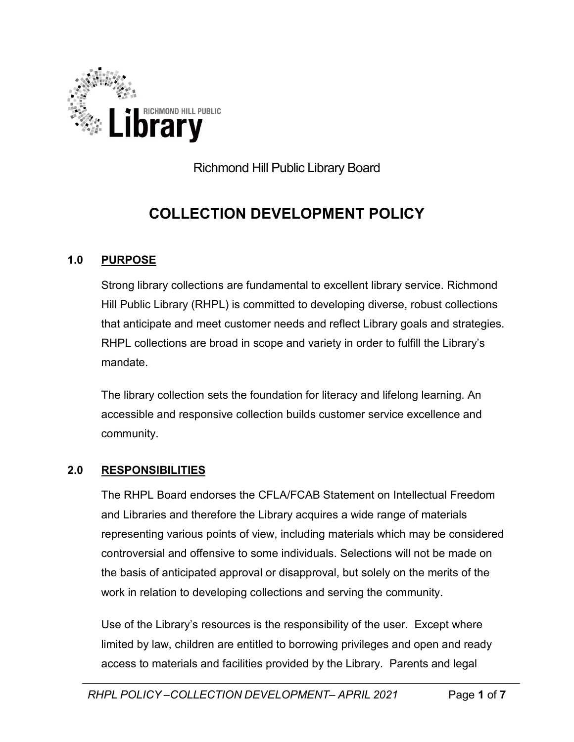Richmond Hill Public Library Board

# COLLECTION DEVELOPMENT POLICY

## 1.0 PURPOSE

Strong library collections are fundamental to excellent library service. Richmond Hill Public Library (RHPL) is committed to developing diverse, robust collections that anticipate and meet customer needs and reflect Library goals and strategies. RHPL collections are broad in scope and variety in order to fulfill the Library's mandate.

The library collection sets the foundation for literacy and lifelong learning. An accessible and responsive collection builds customer service excellence and community.

## 2.0 RESPONSIBILITIES

The RHPL Board endorses the CFLA/FCAB Statement on Intellectual Freedom and Libraries and therefore the Library acquires a wide range of materials representing various points of view, including materials which may be considered controversial and offensive to some individuals. Selections will not be made on the basis of anticipated approval or disapproval, but solely on the merits of the work in relation to developing collections and serving the community.

Use of the Library's resources is the responsibility of the user. Except where limited by law, children are entitled to borrowing privileges and open and ready access to materials and facilities provided by the Library. Parents and legal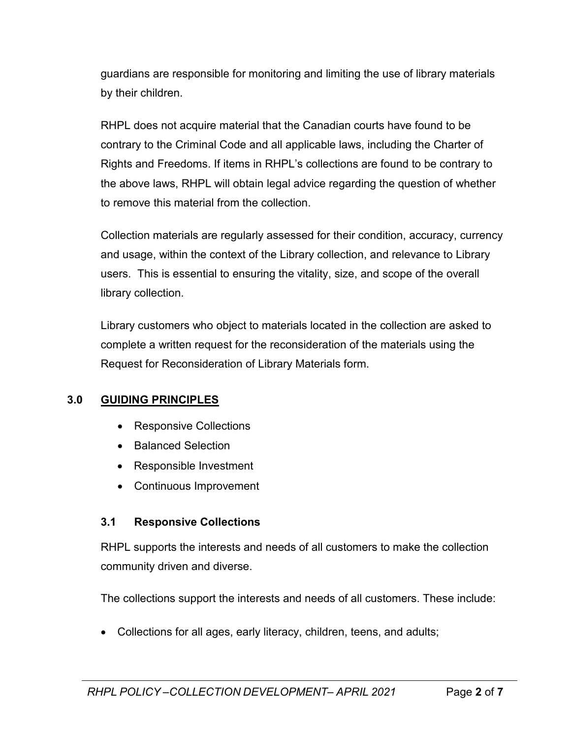guardians are responsible for monitoring and limiting the use of library materials by their children.

RHPL does not acquire material that the Canadian courts have found to be contrary to the Criminal Code and all applicable laws, including the Charter of Rights and Freedoms. If items in RHPL's collections are found to be contrary to the above laws, RHPL will obtain legal advice regarding the question of whether to remove this material from the collection.

Collection materials are regularly assessed for their condition, accuracy, currency and usage, within the context of the Library collection, and relevance to Library users. This is essential to ensuring the vitality, size, and scope of the overall library collection.

Library customers who object to materials located in the collection are asked to complete a written request for the reconsideration of the materials using the Request for Reconsideration of Library Materials form.

## 3.0 GUIDING PRINCIPLES

- Responsive Collections
- Balanced Selection
- Responsible Investment
- Continuous Improvement

### 3.1 Responsive Collections

RHPL supports the interests and needs of all customers to make the collection community driven and diverse.

The collections support the interests and needs of all customers. These include:

- Collections for all ages, early literacy, children, teens, and adults;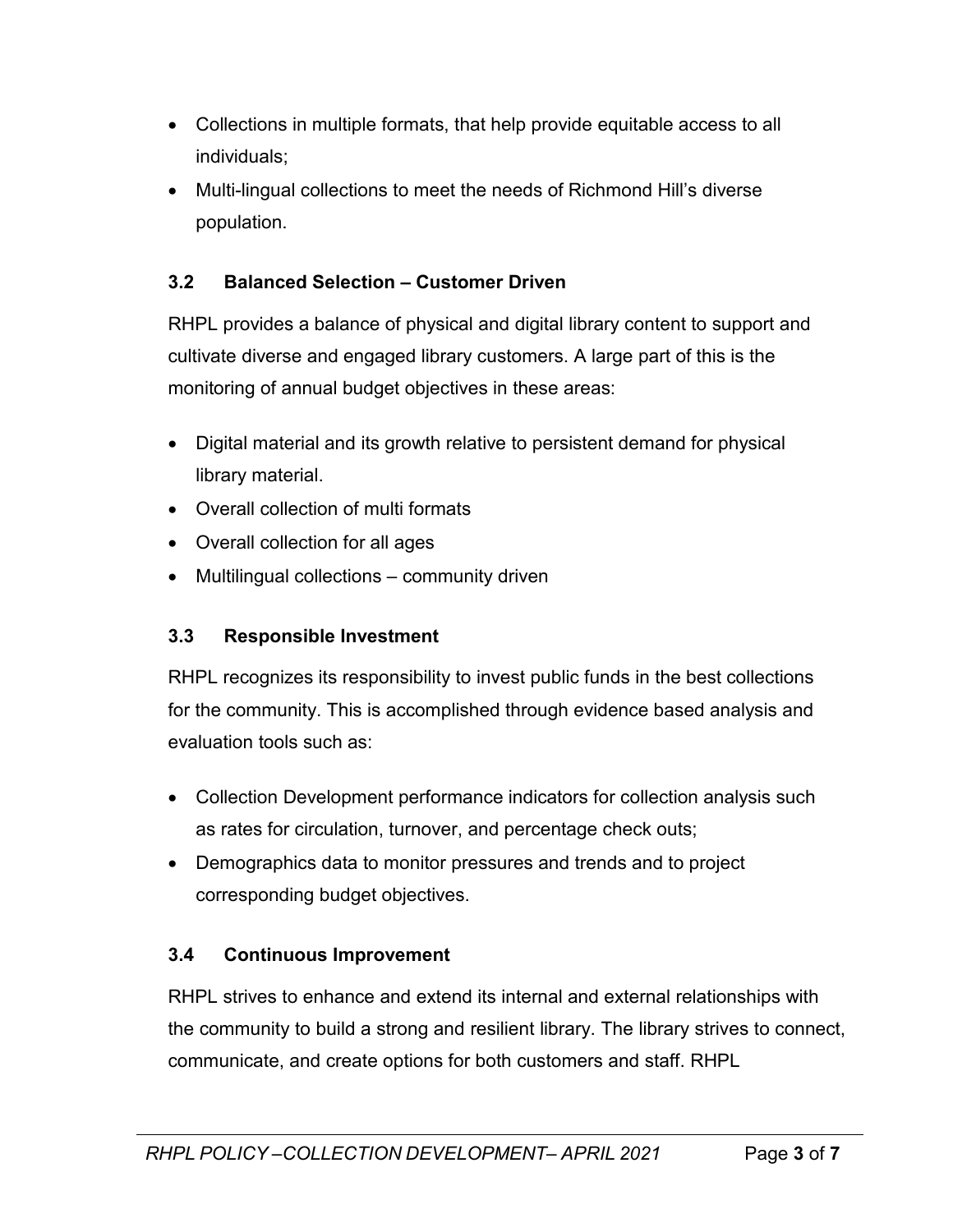- Collections in multiple formats, that help provide equitable access to all individuals;
- Multi-lingual collections to meet the needs of Richmond Hill's diverse population.

### 3.2 Balanced Selection – Customer Driven

RHPL provides a balance of physical and digital library content to support and cultivate diverse and engaged library customers. A large part of this is the monitoring of annual budget objectives in these areas:

- Digital material and its growth relative to persistent demand for physical library material.
- Overall collection of multi formats
- Overall collection for all ages
- Multilingual collections – community driven

### 3.3 Responsible Investment

RHPL recognizes its responsibility to invest public funds in the best collections for the community. This is accomplished through evidence based analysis and evaluation tools such as:

- Collection Development performance indicators for collection analysis such as rates for circulation, turnover, and percentage check outs;
- Demographics data to monitor pressures and trends and to project corresponding budget objectives.

### 3.4 Continuous Improvement

RHPL strives to enhance and extend its internal and external relationships with the community to build a strong and resilient library. The library strives to connect, communicate, and create options for both customers and staff. RHPL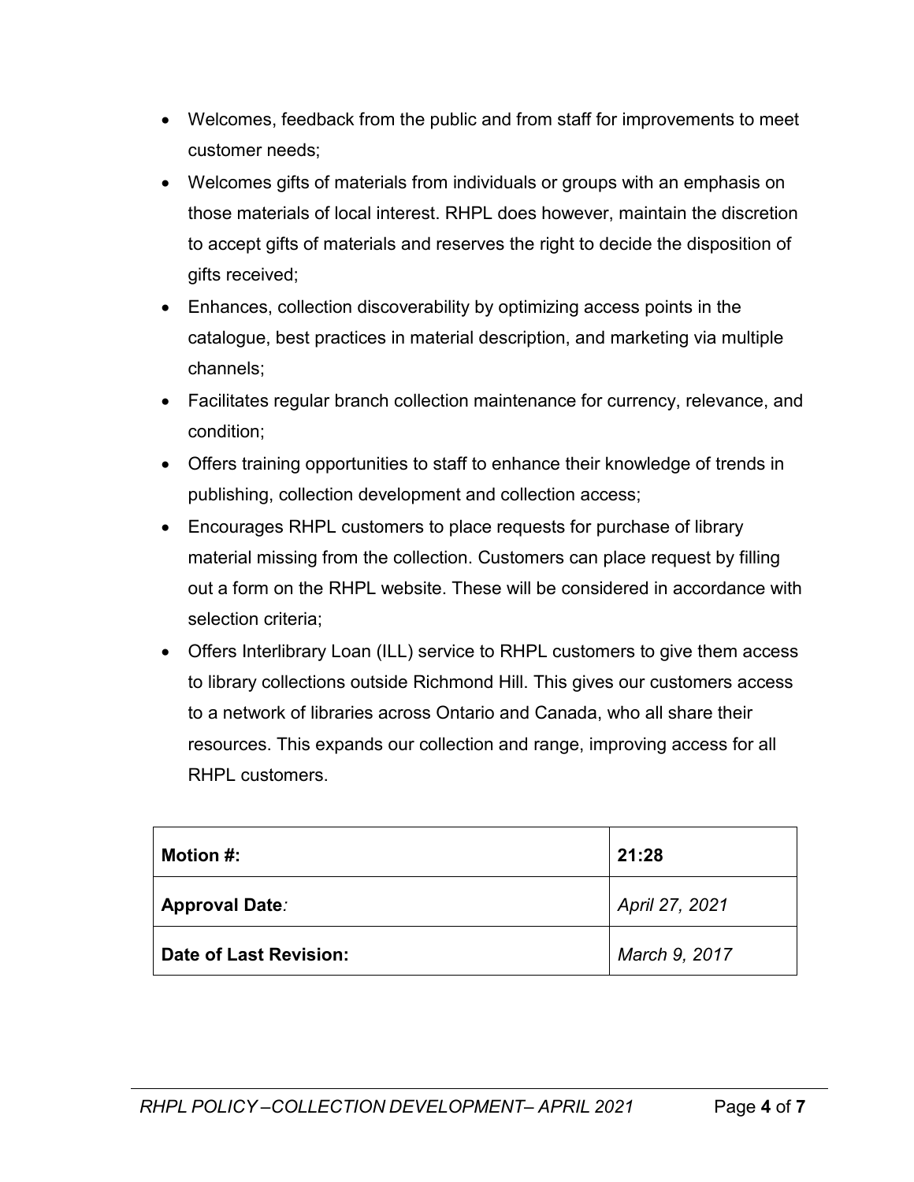- Welcomes, feedback from the public and from staff for improvements to meet customer needs;
- Welcomes gifts of materials from individuals or groups with an emphasis on those materials of local interest. RHPL does however, maintain the discretion to accept gifts of materials and reserves the right to decide the disposition of gifts received;
- Enhances, collection discoverability by optimizing access points in the catalogue, best practices in material description, and marketing via multiple channels;
- Facilitates regular branch collection maintenance for currency, relevance, and condition;
- Offers training opportunities to staff to enhance their knowledge of trends in publishing, collection development and collection access;
- Encourages RHPL customers to place requests for purchase of library material missing from the collection. Customers can place request by filling out a form on the RHPL website. These will be considered in accordance with selection criteria;
- Offers Interlibrary Loan (ILL) service to RHPL customers to give them access to library collections outside Richmond Hill. This gives our customers access to a network of libraries across Ontario and Canada, who all share their resources. This expands our collection and range, improving access for all RHPL customers.

| **Motion #:** | **21:28** |
|---|---|
| **Approval Date***:* | *April 27, 2021* |
| **Date of Last Revision:** | *March 9, 2017* |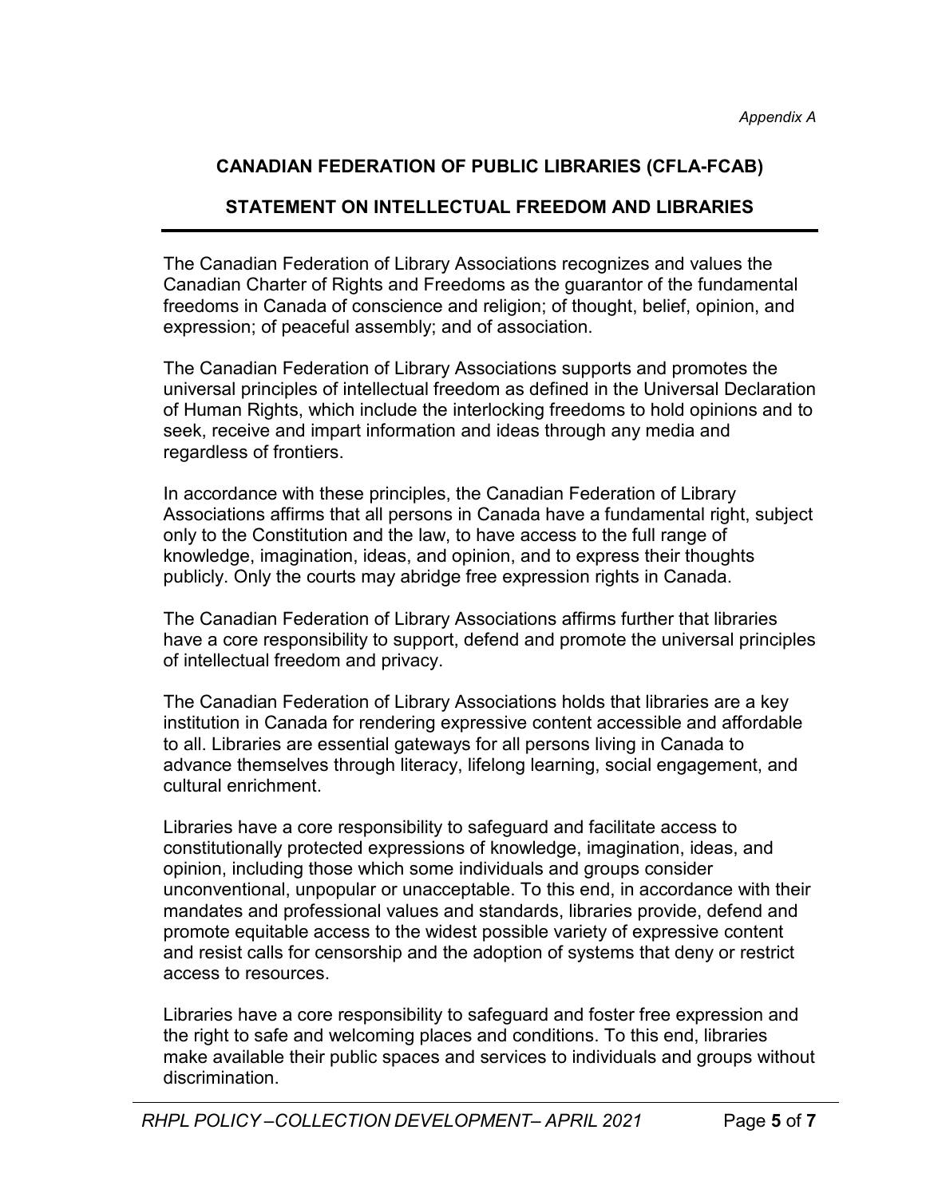*Appendix A*

## CANADIAN FEDERATION OF PUBLIC LIBRARIES (CFLA-FCAB)

## STATEMENT ON INTELLECTUAL FREEDOM AND LIBRARIES

The Canadian Federation of Library Associations recognizes and values the Canadian Charter of Rights and Freedoms as the guarantor of the fundamental freedoms in Canada of conscience and religion; of thought, belief, opinion, and expression; of peaceful assembly; and of association.

The Canadian Federation of Library Associations supports and promotes the universal principles of intellectual freedom as defined in the Universal Declaration of Human Rights, which include the interlocking freedoms to hold opinions and to seek, receive and impart information and ideas through any media and regardless of frontiers.

In accordance with these principles, the Canadian Federation of Library Associations affirms that all persons in Canada have a fundamental right, subject only to the Constitution and the law, to have access to the full range of knowledge, imagination, ideas, and opinion, and to express their thoughts publicly. Only the courts may abridge free expression rights in Canada.

The Canadian Federation of Library Associations affirms further that libraries have a core responsibility to support, defend and promote the universal principles of intellectual freedom and privacy.

The Canadian Federation of Library Associations holds that libraries are a key institution in Canada for rendering expressive content accessible and affordable to all. Libraries are essential gateways for all persons living in Canada to advance themselves through literacy, lifelong learning, social engagement, and cultural enrichment.

Libraries have a core responsibility to safeguard and facilitate access to constitutionally protected expressions of knowledge, imagination, ideas, and opinion, including those which some individuals and groups consider unconventional, unpopular or unacceptable. To this end, in accordance with their mandates and professional values and standards, libraries provide, defend and promote equitable access to the widest possible variety of expressive content and resist calls for censorship and the adoption of systems that deny or restrict access to resources.

Libraries have a core responsibility to safeguard and foster free expression and the right to safe and welcoming places and conditions. To this end, libraries make available their public spaces and services to individuals and groups without discrimination.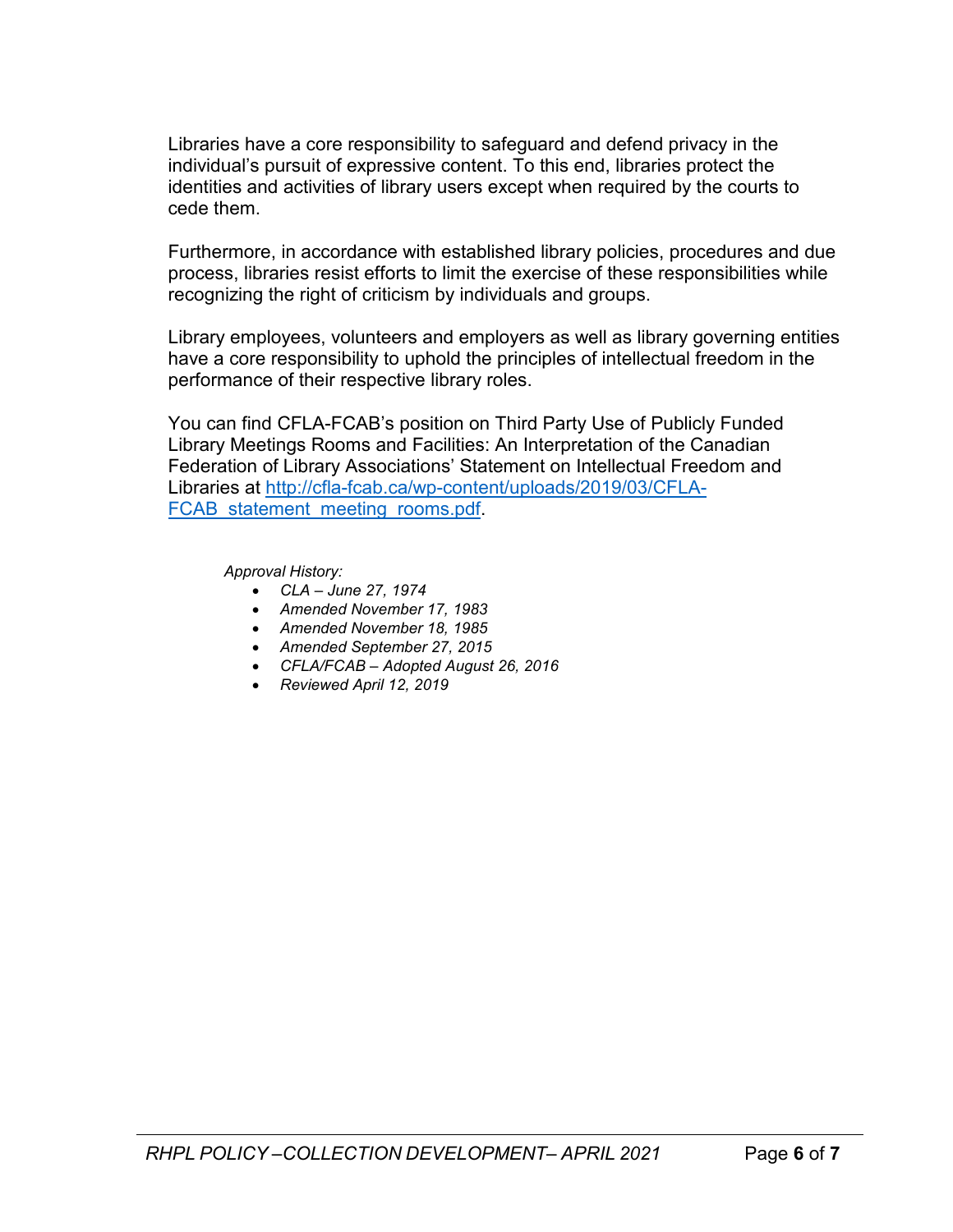Libraries have a core responsibility to safeguard and defend privacy in the individual's pursuit of expressive content. To this end, libraries protect the identities and activities of library users except when required by the courts to cede them.

Furthermore, in accordance with established library policies, procedures and due process, libraries resist efforts to limit the exercise of these responsibilities while recognizing the right of criticism by individuals and groups.

Library employees, volunteers and employers as well as library governing entities have a core responsibility to uphold the principles of intellectual freedom in the performance of their respective library roles.

You can find CFLA-FCAB's position on Third Party Use of Publicly Funded Library Meetings Rooms and Facilities: An Interpretation of the Canadian Federation of Library Associations' Statement on Intellectual Freedom and Libraries at [http://cfla-fcab.ca/wp-content/uploads/2019/03/CFLA-FCAB_statement_meeting_rooms.pdf](http://cfla-fcab.ca/wp-content/uploads/2019/03/CFLA-FCAB_statement_meeting_rooms.pdf).

*Approval History:*

- *CLA – June 27, 1974*
- *Amended November 17, 1983*
- *Amended November 18, 1985*
- *Amended September 27, 2015*
- *CFLA/FCAB – Adopted August 26, 2016*
- *Reviewed April 12, 2019*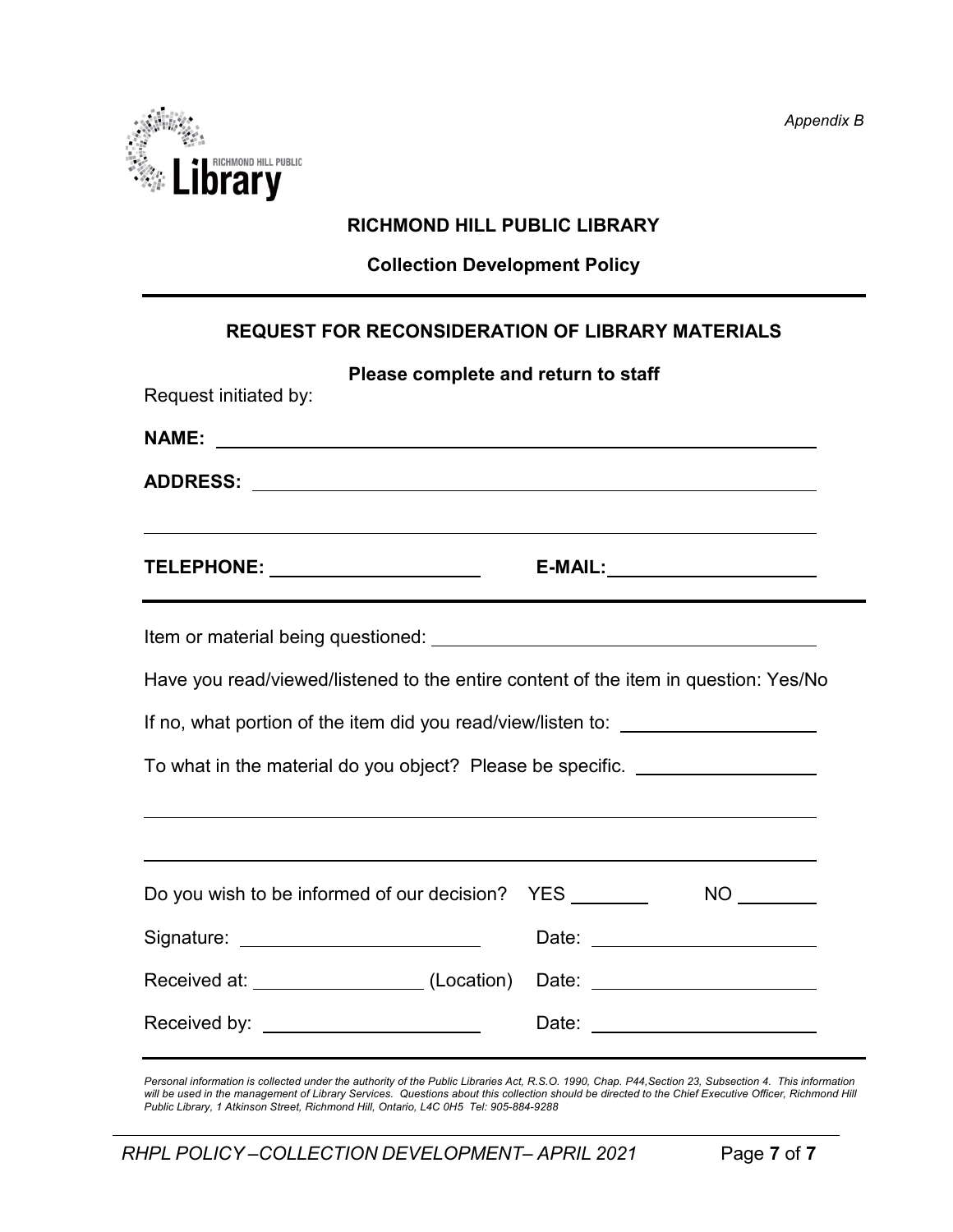*Appendix B*

RICHMOND HILL PUBLIC Library

**RICHMOND HILL PUBLIC LIBRARY**

**Collection Development Policy**

---

**REQUEST FOR RECONSIDERATION OF LIBRARY MATERIALS**

**Please complete and return to staff**

Request initiated by:

**NAME:** ____________________________________________

**ADDRESS:** ____________________________________________

____________________________________________

**TELEPHONE:** ____________________ **E-MAIL:** ____________________

---

Item or material being questioned: ______________________________

Have you read/viewed/listened to the entire content of the item in question: Yes/No

If no, what portion of the item did you read/view/listen to: ____________________

To what in the material do you object? Please be specific. ____________________

____________________________________________

____________________________________________

Do you wish to be informed of our decision? YES ________ NO ________

Signature: ________________________ Date: ________________________

Received at: ________________ (Location) Date: ________________________

Received by: ________________________ Date: ________________________

---

*Personal information is collected under the authority of the Public Libraries Act, R.S.O. 1990, Chap. P44,Section 23, Subsection 4. This information will be used in the management of Library Services. Questions about this collection should be directed to the Chief Executive Officer, Richmond Hill Public Library, 1 Atkinson Street, Richmond Hill, Ontario, L4C 0H5 Tel: 905-884-9288*